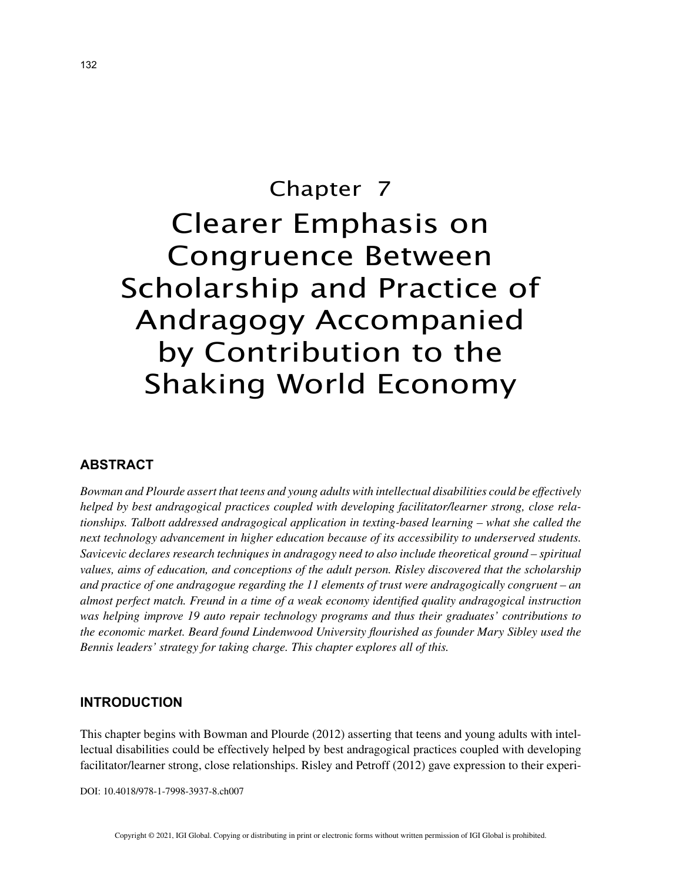# Chapter 7
# Clearer Emphasis on Congruence Between Scholarship and Practice of Andragogy Accompanied by Contribution to the Shaking World Economy

## ABSTRACT

*Bowman and Plourde assert that teens and young adults with intellectual disabilities could be effectively helped by best andragogical practices coupled with developing facilitator/learner strong, close relationships. Talbott addressed andragogical application in texting-based learning – what she called the next technology advancement in higher education because of its accessibility to underserved students. Savicevic declares research techniques in andragogy need to also include theoretical ground – spiritual values, aims of education, and conceptions of the adult person. Risley discovered that the scholarship and practice of one andragogue regarding the 11 elements of trust were andragogically congruent – an almost perfect match. Freund in a time of a weak economy identified quality andragogical instruction was helping improve 19 auto repair technology programs and thus their graduates' contributions to the economic market. Beard found Lindenwood University flourished as founder Mary Sibley used the Bennis leaders' strategy for taking charge. This chapter explores all of this.*

## INTRODUCTION

This chapter begins with Bowman and Plourde (2012) asserting that teens and young adults with intellectual disabilities could be effectively helped by best andragogical practices coupled with developing facilitator/learner strong, close relationships. Risley and Petroff (2012) gave expression to their experi-

DOI: 10.4018/978-1-7998-3937-8.ch007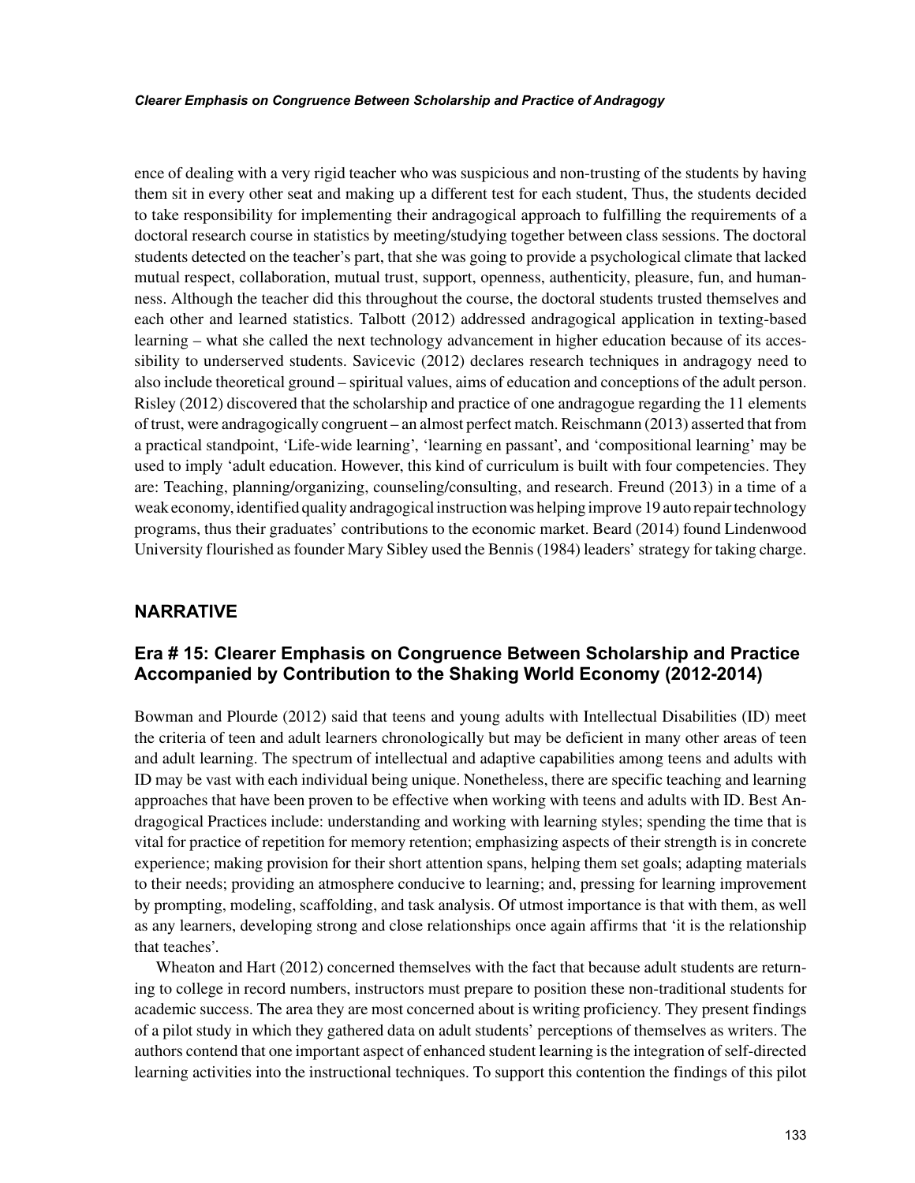ence of dealing with a very rigid teacher who was suspicious and non-trusting of the students by having them sit in every other seat and making up a different test for each student, Thus, the students decided to take responsibility for implementing their andragogical approach to fulfilling the requirements of a doctoral research course in statistics by meeting/studying together between class sessions. The doctoral students detected on the teacher's part, that she was going to provide a psychological climate that lacked mutual respect, collaboration, mutual trust, support, openness, authenticity, pleasure, fun, and humanness. Although the teacher did this throughout the course, the doctoral students trusted themselves and each other and learned statistics. Talbott (2012) addressed andragogical application in texting-based learning – what she called the next technology advancement in higher education because of its accessibility to underserved students. Savicevic (2012) declares research techniques in andragogy need to also include theoretical ground – spiritual values, aims of education and conceptions of the adult person. Risley (2012) discovered that the scholarship and practice of one andragogue regarding the 11 elements of trust, were andragogically congruent – an almost perfect match. Reischmann (2013) asserted that from a practical standpoint, 'Life-wide learning', 'learning en passant', and 'compositional learning' may be used to imply 'adult education. However, this kind of curriculum is built with four competencies. They are: Teaching, planning/organizing, counseling/consulting, and research. Freund (2013) in a time of a weak economy, identified quality andragogical instruction was helping improve 19 auto repair technology programs, thus their graduates' contributions to the economic market. Beard (2014) found Lindenwood University flourished as founder Mary Sibley used the Bennis (1984) leaders' strategy for taking charge.

## NARRATIVE

### Era # 15: Clearer Emphasis on Congruence Between Scholarship and Practice Accompanied by Contribution to the Shaking World Economy (2012-2014)

Bowman and Plourde (2012) said that teens and young adults with Intellectual Disabilities (ID) meet the criteria of teen and adult learners chronologically but may be deficient in many other areas of teen and adult learning. The spectrum of intellectual and adaptive capabilities among teens and adults with ID may be vast with each individual being unique. Nonetheless, there are specific teaching and learning approaches that have been proven to be effective when working with teens and adults with ID. Best Andragogical Practices include: understanding and working with learning styles; spending the time that is vital for practice of repetition for memory retention; emphasizing aspects of their strength is in concrete experience; making provision for their short attention spans, helping them set goals; adapting materials to their needs; providing an atmosphere conducive to learning; and, pressing for learning improvement by prompting, modeling, scaffolding, and task analysis. Of utmost importance is that with them, as well as any learners, developing strong and close relationships once again affirms that 'it is the relationship that teaches'.

Wheaton and Hart (2012) concerned themselves with the fact that because adult students are returning to college in record numbers, instructors must prepare to position these non-traditional students for academic success. The area they are most concerned about is writing proficiency. They present findings of a pilot study in which they gathered data on adult students' perceptions of themselves as writers. The authors contend that one important aspect of enhanced student learning is the integration of self-directed learning activities into the instructional techniques. To support this contention the findings of this pilot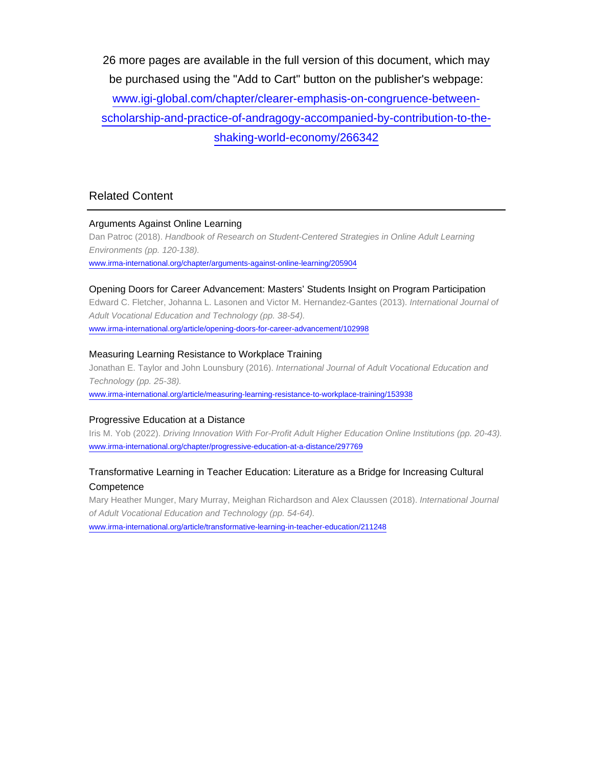26 more pages are available in the full version of this document, which may be purchased using the "Add to Cart" button on the publisher's webpage: www.igi-global.com/chapter/clearer-emphasis-on-congruence-between-scholarship-and-practice-of-andragogy-accompanied-by-contribution-to-the-shaking-world-economy/266342

## Related Content

Arguments Against Online Learning

Dan Patroc (2018). *Handbook of Research on Student-Centered Strategies in Online Adult Learning Environments (pp. 120-138).*

www.irma-international.org/chapter/arguments-against-online-learning/205904

Opening Doors for Career Advancement: Masters' Students Insight on Program Participation

Edward C. Fletcher, Johanna L. Lasonen and Victor M. Hernandez-Gantes (2013). *International Journal of Adult Vocational Education and Technology (pp. 38-54).*

www.irma-international.org/article/opening-doors-for-career-advancement/102998

Measuring Learning Resistance to Workplace Training

Jonathan E. Taylor and John Lounsbury (2016). *International Journal of Adult Vocational Education and Technology (pp. 25-38).*

www.irma-international.org/article/measuring-learning-resistance-to-workplace-training/153938

Progressive Education at a Distance

Iris M. Yob (2022). *Driving Innovation With For-Profit Adult Higher Education Online Institutions (pp. 20-43).*

www.irma-international.org/chapter/progressive-education-at-a-distance/297769

Transformative Learning in Teacher Education: Literature as a Bridge for Increasing Cultural Competence

Mary Heather Munger, Mary Murray, Meighan Richardson and Alex Claussen (2018). *International Journal of Adult Vocational Education and Technology (pp. 54-64).*

www.irma-international.org/article/transformative-learning-in-teacher-education/211248